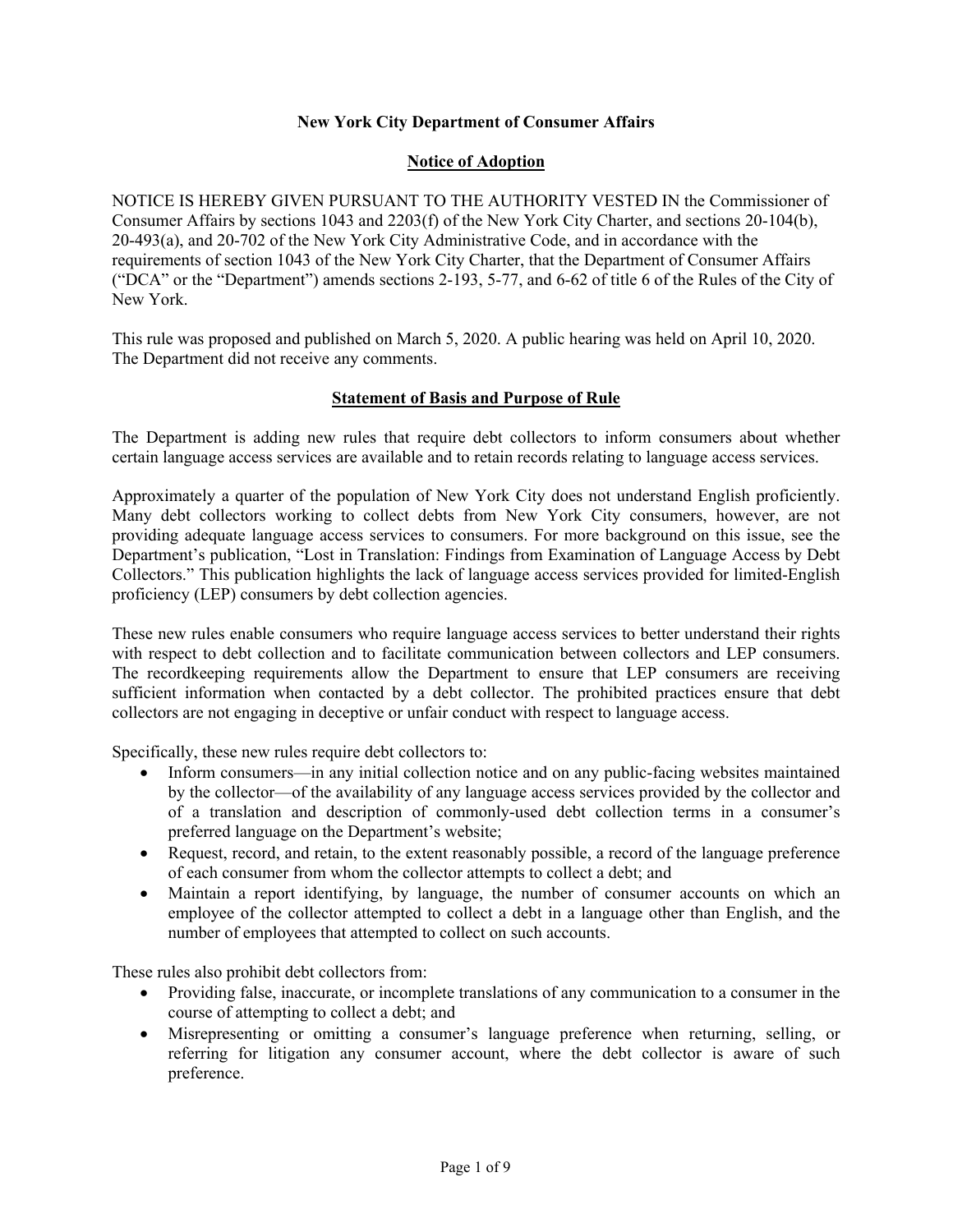**New York City Department of Consumer Affairs**

**Notice of Adoption**

NOTICE IS HEREBY GIVEN PURSUANT TO THE AUTHORITY VESTED IN the Commissioner of Consumer Affairs by sections 1043 and 2203(f) of the New York City Charter, and sections 20-104(b), 20-493(a), and 20-702 of the New York City Administrative Code, and in accordance with the requirements of section 1043 of the New York City Charter, that the Department of Consumer Affairs ("DCA" or the "Department") amends sections 2-193, 5-77, and 6-62 of title 6 of the Rules of the City of New York.

This rule was proposed and published on March 5, 2020. A public hearing was held on April 10, 2020. The Department did not receive any comments.

**Statement of Basis and Purpose of Rule**

The Department is adding new rules that require debt collectors to inform consumers about whether certain language access services are available and to retain records relating to language access services.

Approximately a quarter of the population of New York City does not understand English proficiently. Many debt collectors working to collect debts from New York City consumers, however, are not providing adequate language access services to consumers. For more background on this issue, see the Department's publication, "Lost in Translation: Findings from Examination of Language Access by Debt Collectors." This publication highlights the lack of language access services provided for limited-English proficiency (LEP) consumers by debt collection agencies.

These new rules enable consumers who require language access services to better understand their rights with respect to debt collection and to facilitate communication between collectors and LEP consumers. The recordkeeping requirements allow the Department to ensure that LEP consumers are receiving sufficient information when contacted by a debt collector. The prohibited practices ensure that debt collectors are not engaging in deceptive or unfair conduct with respect to language access.

Specifically, these new rules require debt collectors to:

- Inform consumers—in any initial collection notice and on any public-facing websites maintained by the collector—of the availability of any language access services provided by the collector and of a translation and description of commonly-used debt collection terms in a consumer's preferred language on the Department's website;
- Request, record, and retain, to the extent reasonably possible, a record of the language preference of each consumer from whom the collector attempts to collect a debt; and
- Maintain a report identifying, by language, the number of consumer accounts on which an employee of the collector attempted to collect a debt in a language other than English, and the number of employees that attempted to collect on such accounts.

These rules also prohibit debt collectors from:

- Providing false, inaccurate, or incomplete translations of any communication to a consumer in the course of attempting to collect a debt; and
- Misrepresenting or omitting a consumer's language preference when returning, selling, or referring for litigation any consumer account, where the debt collector is aware of such preference.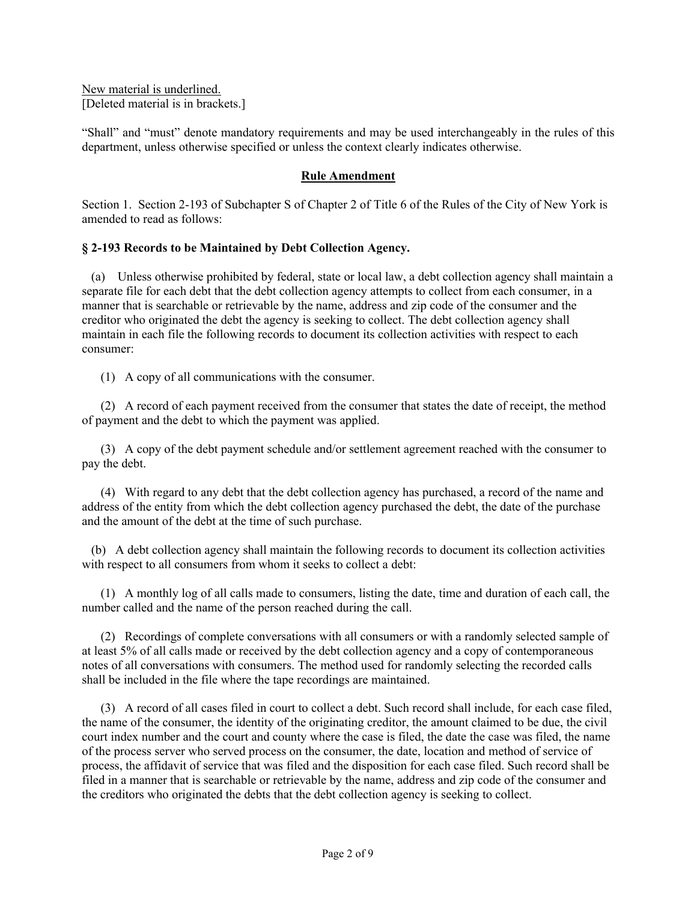<u>New material is underlined.</u>
[Deleted material is in brackets.]

"Shall" and "must" denote mandatory requirements and may be used interchangeably in the rules of this department, unless otherwise specified or unless the context clearly indicates otherwise.

**<u>Rule Amendment</u>**

Section 1. Section 2-193 of Subchapter S of Chapter 2 of Title 6 of the Rules of the City of New York is amended to read as follows:

**§ 2-193 Records to be Maintained by Debt Collection Agency.**

(a) Unless otherwise prohibited by federal, state or local law, a debt collection agency shall maintain a separate file for each debt that the debt collection agency attempts to collect from each consumer, in a manner that is searchable or retrievable by the name, address and zip code of the consumer and the creditor who originated the debt the agency is seeking to collect. The debt collection agency shall maintain in each file the following records to document its collection activities with respect to each consumer:

(1) A copy of all communications with the consumer.

(2) A record of each payment received from the consumer that states the date of receipt, the method of payment and the debt to which the payment was applied.

(3) A copy of the debt payment schedule and/or settlement agreement reached with the consumer to pay the debt.

(4) With regard to any debt that the debt collection agency has purchased, a record of the name and address of the entity from which the debt collection agency purchased the debt, the date of the purchase and the amount of the debt at the time of such purchase.

(b) A debt collection agency shall maintain the following records to document its collection activities with respect to all consumers from whom it seeks to collect a debt:

(1) A monthly log of all calls made to consumers, listing the date, time and duration of each call, the number called and the name of the person reached during the call.

(2) Recordings of complete conversations with all consumers or with a randomly selected sample of at least 5% of all calls made or received by the debt collection agency and a copy of contemporaneous notes of all conversations with consumers. The method used for randomly selecting the recorded calls shall be included in the file where the tape recordings are maintained.

(3) A record of all cases filed in court to collect a debt. Such record shall include, for each case filed, the name of the consumer, the identity of the originating creditor, the amount claimed to be due, the civil court index number and the court and county where the case is filed, the date the case was filed, the name of the process server who served process on the consumer, the date, location and method of service of process, the affidavit of service that was filed and the disposition for each case filed. Such record shall be filed in a manner that is searchable or retrievable by the name, address and zip code of the consumer and the creditors who originated the debts that the debt collection agency is seeking to collect.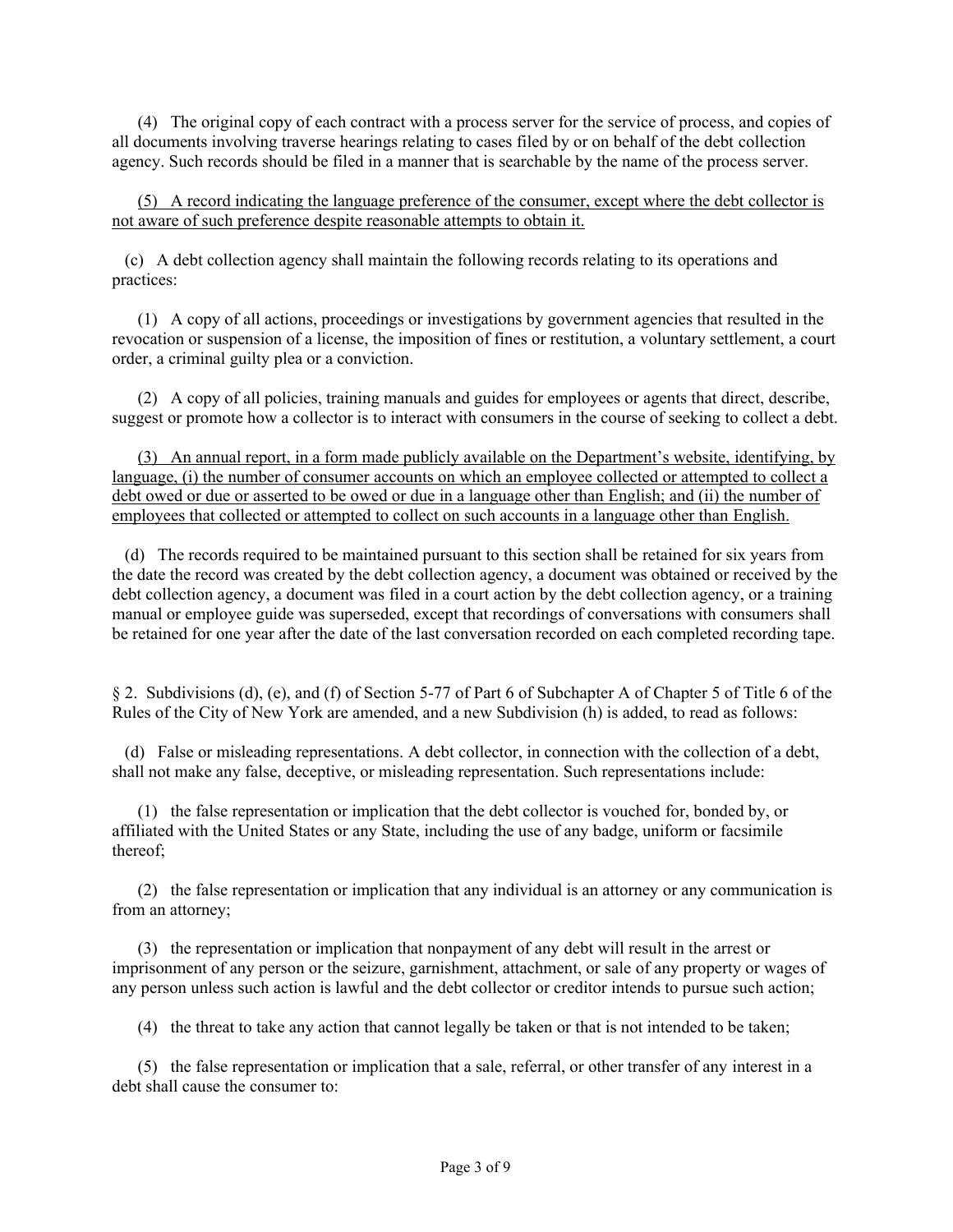(4) The original copy of each contract with a process server for the service of process, and copies of all documents involving traverse hearings relating to cases filed by or on behalf of the debt collection agency. Such records should be filed in a manner that is searchable by the name of the process server.

<u>(5) A record indicating the language preference of the consumer, except where the debt collector is not aware of such preference despite reasonable attempts to obtain it.</u>

(c) A debt collection agency shall maintain the following records relating to its operations and practices:

(1) A copy of all actions, proceedings or investigations by government agencies that resulted in the revocation or suspension of a license, the imposition of fines or restitution, a voluntary settlement, a court order, a criminal guilty plea or a conviction.

(2) A copy of all policies, training manuals and guides for employees or agents that direct, describe, suggest or promote how a collector is to interact with consumers in the course of seeking to collect a debt.

<u>(3) An annual report, in a form made publicly available on the Department's website, identifying, by language, (i) the number of consumer accounts on which an employee collected or attempted to collect a debt owed or due or asserted to be owed or due in a language other than English; and (ii) the number of employees that collected or attempted to collect on such accounts in a language other than English.</u>

(d) The records required to be maintained pursuant to this section shall be retained for six years from the date the record was created by the debt collection agency, a document was obtained or received by the debt collection agency, a document was filed in a court action by the debt collection agency, or a training manual or employee guide was superseded, except that recordings of conversations with consumers shall be retained for one year after the date of the last conversation recorded on each completed recording tape.

§ 2. Subdivisions (d), (e), and (f) of Section 5-77 of Part 6 of Subchapter A of Chapter 5 of Title 6 of the Rules of the City of New York are amended, and a new Subdivision (h) is added, to read as follows:

(d) False or misleading representations. A debt collector, in connection with the collection of a debt, shall not make any false, deceptive, or misleading representation. Such representations include:

(1) the false representation or implication that the debt collector is vouched for, bonded by, or affiliated with the United States or any State, including the use of any badge, uniform or facsimile thereof;

(2) the false representation or implication that any individual is an attorney or any communication is from an attorney;

(3) the representation or implication that nonpayment of any debt will result in the arrest or imprisonment of any person or the seizure, garnishment, attachment, or sale of any property or wages of any person unless such action is lawful and the debt collector or creditor intends to pursue such action;

(4) the threat to take any action that cannot legally be taken or that is not intended to be taken;

(5) the false representation or implication that a sale, referral, or other transfer of any interest in a debt shall cause the consumer to: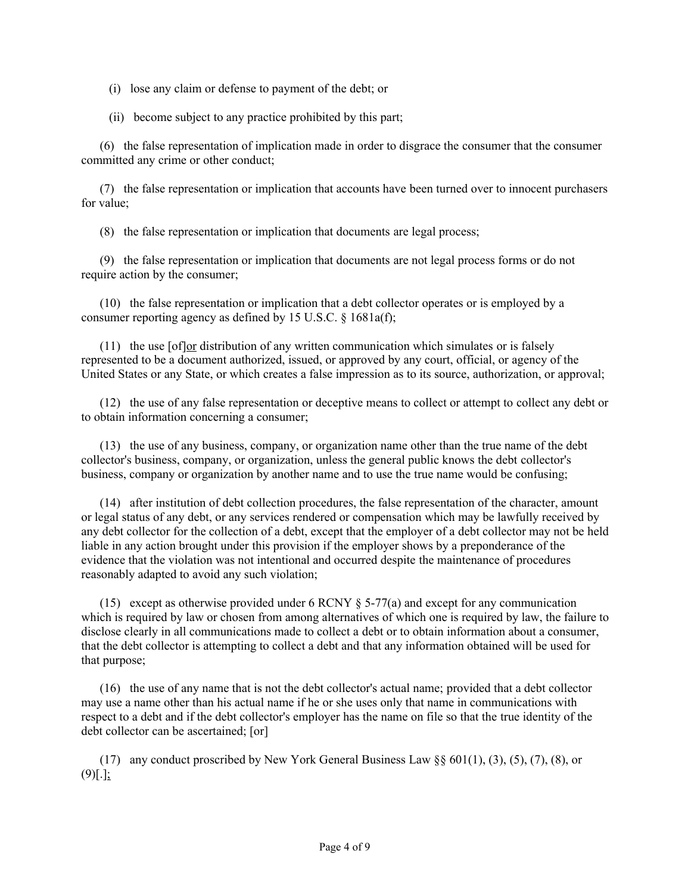(i) lose any claim or defense to payment of the debt; or

(ii) become subject to any practice prohibited by this part;

(6) the false representation of implication made in order to disgrace the consumer that the consumer committed any crime or other conduct;

(7) the false representation or implication that accounts have been turned over to innocent purchasers for value;

(8) the false representation or implication that documents are legal process;

(9) the false representation or implication that documents are not legal process forms or do not require action by the consumer;

(10) the false representation or implication that a debt collector operates or is employed by a consumer reporting agency as defined by 15 U.S.C. § 1681a(f);

(11) the use [of]<u>or</u> distribution of any written communication which simulates or is falsely represented to be a document authorized, issued, or approved by any court, official, or agency of the United States or any State, or which creates a false impression as to its source, authorization, or approval;

(12) the use of any false representation or deceptive means to collect or attempt to collect any debt or to obtain information concerning a consumer;

(13) the use of any business, company, or organization name other than the true name of the debt collector's business, company, or organization, unless the general public knows the debt collector's business, company or organization by another name and to use the true name would be confusing;

(14) after institution of debt collection procedures, the false representation of the character, amount or legal status of any debt, or any services rendered or compensation which may be lawfully received by any debt collector for the collection of a debt, except that the employer of a debt collector may not be held liable in any action brought under this provision if the employer shows by a preponderance of the evidence that the violation was not intentional and occurred despite the maintenance of procedures reasonably adapted to avoid any such violation;

(15) except as otherwise provided under 6 RCNY § 5-77(a) and except for any communication which is required by law or chosen from among alternatives of which one is required by law, the failure to disclose clearly in all communications made to collect a debt or to obtain information about a consumer, that the debt collector is attempting to collect a debt and that any information obtained will be used for that purpose;

(16) the use of any name that is not the debt collector's actual name; provided that a debt collector may use a name other than his actual name if he or she uses only that name in communications with respect to a debt and if the debt collector's employer has the name on file so that the true identity of the debt collector can be ascertained; [or]

(17) any conduct proscribed by New York General Business Law §§ 601(1), (3), (5), (7), (8), or (9)[.]<u>;</u>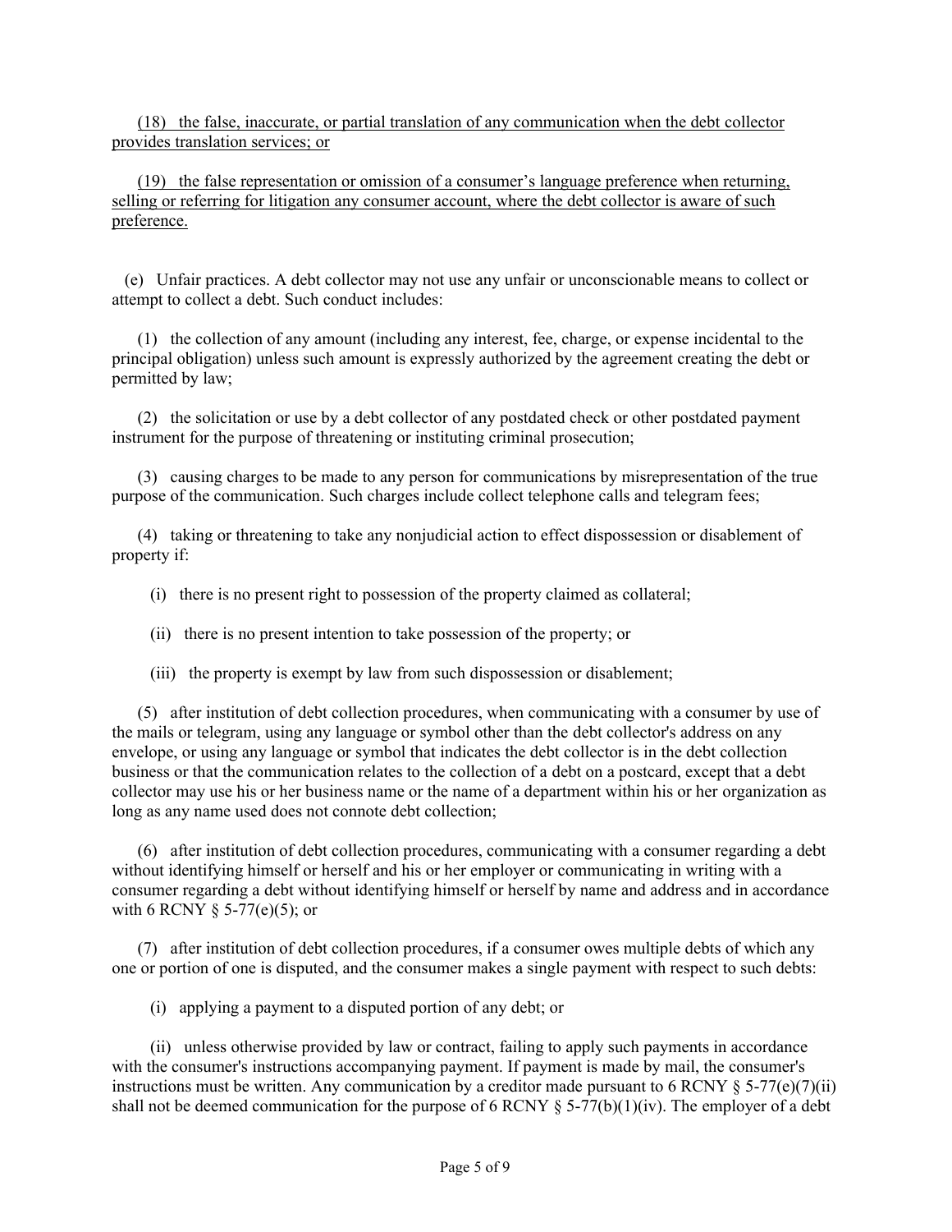<u>(18) the false, inaccurate, or partial translation of any communication when the debt collector provides translation services; or</u>

<u>(19) the false representation or omission of a consumer's language preference when returning, selling or referring for litigation any consumer account, where the debt collector is aware of such preference.</u>

(e) Unfair practices. A debt collector may not use any unfair or unconscionable means to collect or attempt to collect a debt. Such conduct includes:

(1) the collection of any amount (including any interest, fee, charge, or expense incidental to the principal obligation) unless such amount is expressly authorized by the agreement creating the debt or permitted by law;

(2) the solicitation or use by a debt collector of any postdated check or other postdated payment instrument for the purpose of threatening or instituting criminal prosecution;

(3) causing charges to be made to any person for communications by misrepresentation of the true purpose of the communication. Such charges include collect telephone calls and telegram fees;

(4) taking or threatening to take any nonjudicial action to effect dispossession or disablement of property if:

(i) there is no present right to possession of the property claimed as collateral;

(ii) there is no present intention to take possession of the property; or

(iii) the property is exempt by law from such dispossession or disablement;

(5) after institution of debt collection procedures, when communicating with a consumer by use of the mails or telegram, using any language or symbol other than the debt collector's address on any envelope, or using any language or symbol that indicates the debt collector is in the debt collection business or that the communication relates to the collection of a debt on a postcard, except that a debt collector may use his or her business name or the name of a department within his or her organization as long as any name used does not connote debt collection;

(6) after institution of debt collection procedures, communicating with a consumer regarding a debt without identifying himself or herself and his or her employer or communicating in writing with a consumer regarding a debt without identifying himself or herself by name and address and in accordance with 6 RCNY § 5-77(e)(5); or

(7) after institution of debt collection procedures, if a consumer owes multiple debts of which any one or portion of one is disputed, and the consumer makes a single payment with respect to such debts:

(i) applying a payment to a disputed portion of any debt; or

(ii) unless otherwise provided by law or contract, failing to apply such payments in accordance with the consumer's instructions accompanying payment. If payment is made by mail, the consumer's instructions must be written. Any communication by a creditor made pursuant to 6 RCNY § 5-77(e)(7)(ii) shall not be deemed communication for the purpose of 6 RCNY § 5-77(b)(1)(iv). The employer of a debt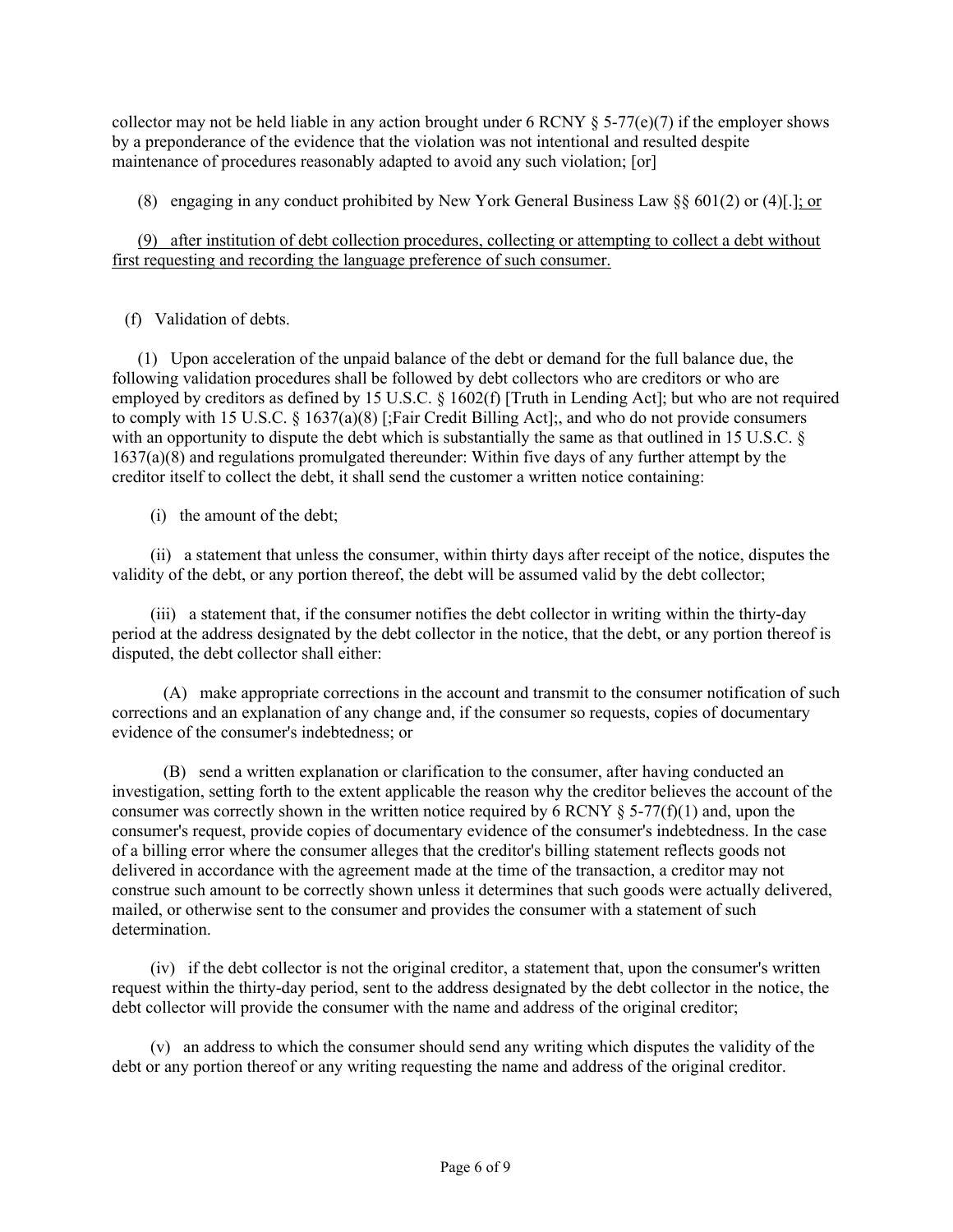collector may not be held liable in any action brought under 6 RCNY § 5-77(e)(7) if the employer shows by a preponderance of the evidence that the violation was not intentional and resulted despite maintenance of procedures reasonably adapted to avoid any such violation; [or]

(8) engaging in any conduct prohibited by New York General Business Law §§ 601(2) or (4)[.]; or

(9) after institution of debt collection procedures, collecting or attempting to collect a debt without first requesting and recording the language preference of such consumer.

(f) Validation of debts.

(1) Upon acceleration of the unpaid balance of the debt or demand for the full balance due, the following validation procedures shall be followed by debt collectors who are creditors or who are employed by creditors as defined by 15 U.S.C. § 1602(f) [Truth in Lending Act]; but who are not required to comply with 15 U.S.C. § 1637(a)(8) [;Fair Credit Billing Act];, and who do not provide consumers with an opportunity to dispute the debt which is substantially the same as that outlined in 15 U.S.C. § 1637(a)(8) and regulations promulgated thereunder: Within five days of any further attempt by the creditor itself to collect the debt, it shall send the customer a written notice containing:

(i) the amount of the debt;

(ii) a statement that unless the consumer, within thirty days after receipt of the notice, disputes the validity of the debt, or any portion thereof, the debt will be assumed valid by the debt collector;

(iii) a statement that, if the consumer notifies the debt collector in writing within the thirty-day period at the address designated by the debt collector in the notice, that the debt, or any portion thereof is disputed, the debt collector shall either:

(A) make appropriate corrections in the account and transmit to the consumer notification of such corrections and an explanation of any change and, if the consumer so requests, copies of documentary evidence of the consumer's indebtedness; or

(B) send a written explanation or clarification to the consumer, after having conducted an investigation, setting forth to the extent applicable the reason why the creditor believes the account of the consumer was correctly shown in the written notice required by 6 RCNY § 5-77(f)(1) and, upon the consumer's request, provide copies of documentary evidence of the consumer's indebtedness. In the case of a billing error where the consumer alleges that the creditor's billing statement reflects goods not delivered in accordance with the agreement made at the time of the transaction, a creditor may not construe such amount to be correctly shown unless it determines that such goods were actually delivered, mailed, or otherwise sent to the consumer and provides the consumer with a statement of such determination.

(iv) if the debt collector is not the original creditor, a statement that, upon the consumer's written request within the thirty-day period, sent to the address designated by the debt collector in the notice, the debt collector will provide the consumer with the name and address of the original creditor;

(v) an address to which the consumer should send any writing which disputes the validity of the debt or any portion thereof or any writing requesting the name and address of the original creditor.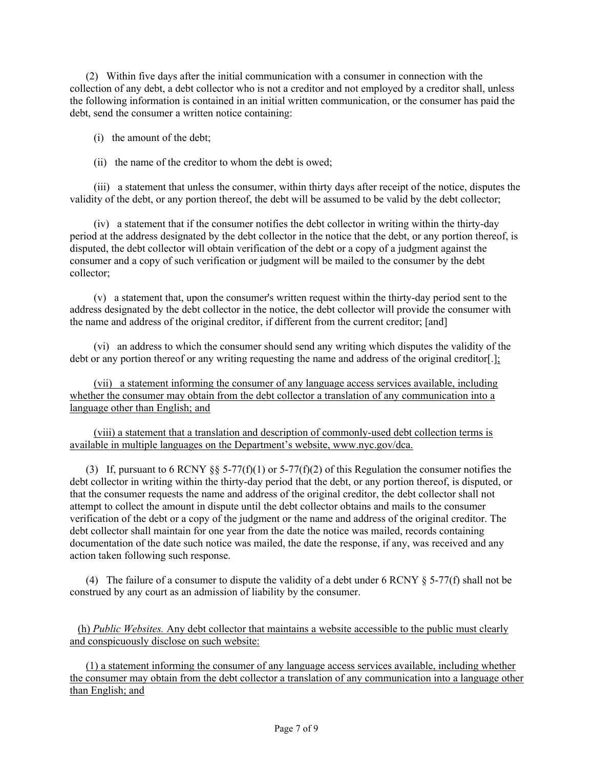(2) Within five days after the initial communication with a consumer in connection with the collection of any debt, a debt collector who is not a creditor and not employed by a creditor shall, unless the following information is contained in an initial written communication, or the consumer has paid the debt, send the consumer a written notice containing:

(i) the amount of the debt;

(ii) the name of the creditor to whom the debt is owed;

(iii) a statement that unless the consumer, within thirty days after receipt of the notice, disputes the validity of the debt, or any portion thereof, the debt will be assumed to be valid by the debt collector;

(iv) a statement that if the consumer notifies the debt collector in writing within the thirty-day period at the address designated by the debt collector in the notice that the debt, or any portion thereof, is disputed, the debt collector will obtain verification of the debt or a copy of a judgment against the consumer and a copy of such verification or judgment will be mailed to the consumer by the debt collector;

(v) a statement that, upon the consumer's written request within the thirty-day period sent to the address designated by the debt collector in the notice, the debt collector will provide the consumer with the name and address of the original creditor, if different from the current creditor; [and]

(vi) an address to which the consumer should send any writing which disputes the validity of the debt or any portion thereof or any writing requesting the name and address of the original creditor[.]<u>;</u>

<u>(vii) a statement informing the consumer of any language access services available, including whether the consumer may obtain from the debt collector a translation of any communication into a language other than English; and</u>

<u>(viii) a statement that a translation and description of commonly-used debt collection terms is available in multiple languages on the Department's website, www.nyc.gov/dca.</u>

(3) If, pursuant to 6 RCNY §§ 5-77(f)(1) or 5-77(f)(2) of this Regulation the consumer notifies the debt collector in writing within the thirty-day period that the debt, or any portion thereof, is disputed, or that the consumer requests the name and address of the original creditor, the debt collector shall not attempt to collect the amount in dispute until the debt collector obtains and mails to the consumer verification of the debt or a copy of the judgment or the name and address of the original creditor. The debt collector shall maintain for one year from the date the notice was mailed, records containing documentation of the date such notice was mailed, the date the response, if any, was received and any action taken following such response.

(4) The failure of a consumer to dispute the validity of a debt under 6 RCNY § 5-77(f) shall not be construed by any court as an admission of liability by the consumer.

<u>(h) *Public Websites.* Any debt collector that maintains a website accessible to the public must clearly and conspicuously disclose on such website:</u>

<u>(1) a statement informing the consumer of any language access services available, including whether the consumer may obtain from the debt collector a translation of any communication into a language other than English; and</u>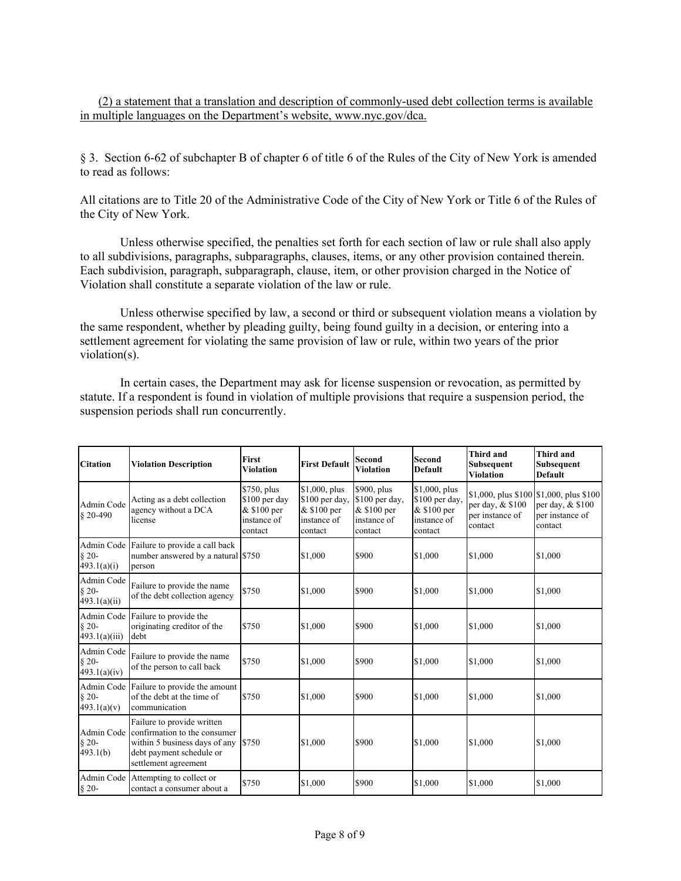<u>(2) a statement that a translation and description of commonly-used debt collection terms is available in multiple languages on the Department's website, www.nyc.gov/dca.</u>

§ 3. Section 6-62 of subchapter B of chapter 6 of title 6 of the Rules of the City of New York is amended to read as follows:

All citations are to Title 20 of the Administrative Code of the City of New York or Title 6 of the Rules of the City of New York.

Unless otherwise specified, the penalties set forth for each section of law or rule shall also apply to all subdivisions, paragraphs, subparagraphs, clauses, items, or any other provision contained therein. Each subdivision, paragraph, subparagraph, clause, item, or other provision charged in the Notice of Violation shall constitute a separate violation of the law or rule.

Unless otherwise specified by law, a second or third or subsequent violation means a violation by the same respondent, whether by pleading guilty, being found guilty in a decision, or entering into a settlement agreement for violating the same provision of law or rule, within two years of the prior violation(s).

In certain cases, the Department may ask for license suspension or revocation, as permitted by statute. If a respondent is found in violation of multiple provisions that require a suspension period, the suspension periods shall run concurrently.

| Citation | Violation Description | First Violation | First Default | Second Violation | Second Default | Third and Subsequent Violation | Third and Subsequent Default |
|---|---|---|---|---|---|---|---|
| Admin Code § 20-490 | Acting as a debt collection agency without a DCA license | $750, plus $100 per day & $100 per instance of contact | $1,000, plus $100 per day, & $100 per instance of contact | $900, plus $100 per day, & $100 per instance of contact | $1,000, plus $100 per day, & $100 per instance of contact | $1,000, plus $100 per day, & $100 per instance of contact | $1,000, plus $100 per day, & $100 per instance of contact |
| Admin Code § 20-493.1(a)(i) | Failure to provide a call back number answered by a natural person | $750 | $1,000 | $900 | $1,000 | $1,000 | $1,000 |
| Admin Code § 20-493.1(a)(ii) | Failure to provide the name of the debt collection agency | $750 | $1,000 | $900 | $1,000 | $1,000 | $1,000 |
| Admin Code § 20-493.1(a)(iii) | Failure to provide the originating creditor of the debt | $750 | $1,000 | $900 | $1,000 | $1,000 | $1,000 |
| Admin Code § 20-493.1(a)(iv) | Failure to provide the name of the person to call back | $750 | $1,000 | $900 | $1,000 | $1,000 | $1,000 |
| Admin Code § 20-493.1(a)(v) | Failure to provide the amount of the debt at the time of communication | $750 | $1,000 | $900 | $1,000 | $1,000 | $1,000 |
| Admin Code § 20-493.1(b) | Failure to provide written confirmation to the consumer within 5 business days of any debt payment schedule or settlement agreement | $750 | $1,000 | $900 | $1,000 | $1,000 | $1,000 |
| Admin Code § 20- | Attempting to collect or contact a consumer about a | $750 | $1,000 | $900 | $1,000 | $1,000 | $1,000 |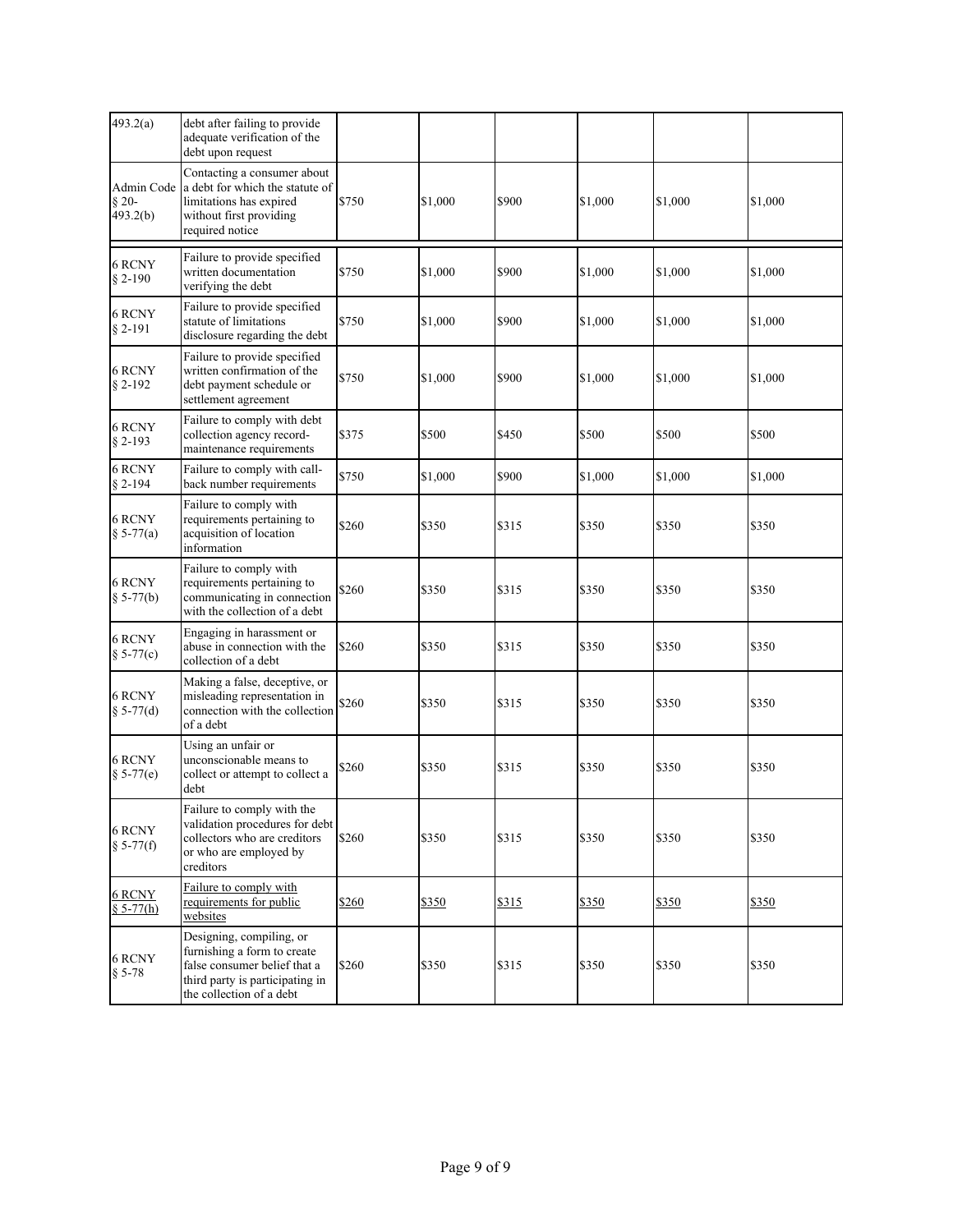| | | | | | | | |
|---|---|---|---|---|---|---|---|
| 493.2(a) | debt after failing to provide adequate verification of the debt upon request | | | | | | |
| Admin Code § 20-493.2(b) | Contacting a consumer about a debt for which the statute of limitations has expired without first providing required notice | $750 | $1,000 | $900 | $1,000 | $1,000 | $1,000 |
| 6 RCNY § 2-190 | Failure to provide specified written documentation verifying the debt | $750 | $1,000 | $900 | $1,000 | $1,000 | $1,000 |
| 6 RCNY § 2-191 | Failure to provide specified statute of limitations disclosure regarding the debt | $750 | $1,000 | $900 | $1,000 | $1,000 | $1,000 |
| 6 RCNY § 2-192 | Failure to provide specified written confirmation of the debt payment schedule or settlement agreement | $750 | $1,000 | $900 | $1,000 | $1,000 | $1,000 |
| 6 RCNY § 2-193 | Failure to comply with debt collection agency record-maintenance requirements | $375 | $500 | $450 | $500 | $500 | $500 |
| 6 RCNY § 2-194 | Failure to comply with call-back number requirements | $750 | $1,000 | $900 | $1,000 | $1,000 | $1,000 |
| 6 RCNY § 5-77(a) | Failure to comply with requirements pertaining to acquisition of location information | $260 | $350 | $315 | $350 | $350 | $350 |
| 6 RCNY § 5-77(b) | Failure to comply with requirements pertaining to communicating in connection with the collection of a debt | $260 | $350 | $315 | $350 | $350 | $350 |
| 6 RCNY § 5-77(c) | Engaging in harassment or abuse in connection with the collection of a debt | $260 | $350 | $315 | $350 | $350 | $350 |
| 6 RCNY § 5-77(d) | Making a false, deceptive, or misleading representation in connection with the collection of a debt | $260 | $350 | $315 | $350 | $350 | $350 |
| 6 RCNY § 5-77(e) | Using an unfair or unconscionable means to collect or attempt to collect a debt | $260 | $350 | $315 | $350 | $350 | $350 |
| 6 RCNY § 5-77(f) | Failure to comply with the validation procedures for debt collectors who are creditors or who are employed by creditors | $260 | $350 | $315 | $350 | $350 | $350 |
| 6 RCNY § 5-77(h) | Failure to comply with requirements for public websites | $260 | $350 | $315 | $350 | $350 | $350 |
| 6 RCNY § 5-78 | Designing, compiling, or furnishing a form to create false consumer belief that a third party is participating in the collection of a debt | $260 | $350 | $315 | $350 | $350 | $350 |